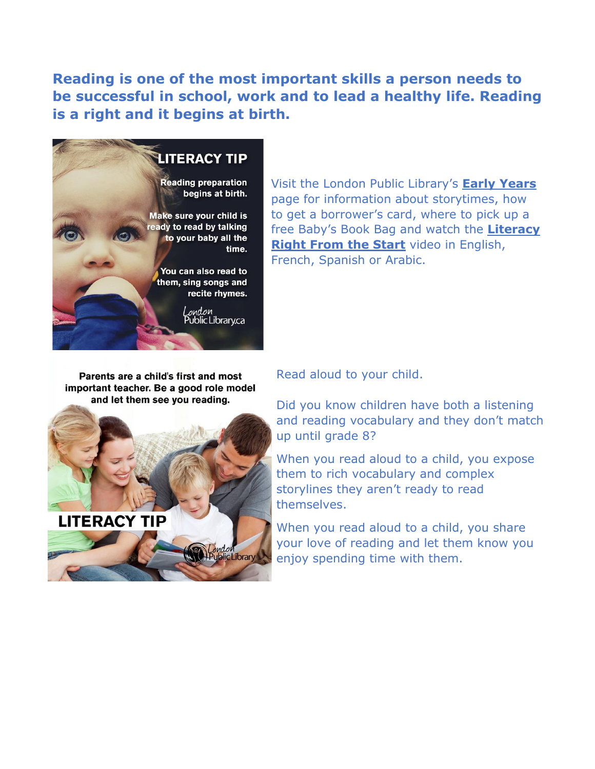**Reading is one of the most important skills a person needs to be successful in school, work and to lead a healthy life. Reading is a right and it begins at birth.**

LITERACY TIP

Reading preparation begins at birth.

Make sure your child is ready to read by talking to your baby all the time.

You can also read to them, sing songs and recite rhymes.

London Public Library.ca

Visit the London Public Library's **Early Years** page for information about storytimes, how to get a borrower's card, where to pick up a free Baby's Book Bag and watch the **Literacy Right From the Start** video in English, French, Spanish or Arabic.

Parents are a child's first and most important teacher. Be a good role model and let them see you reading.

LITERACY TIP

London Public Library

Read aloud to your child.

Did you know children have both a listening and reading vocabulary and they don't match up until grade 8?

When you read aloud to a child, you expose them to rich vocabulary and complex storylines they aren't ready to read themselves.

When you read aloud to a child, you share your love of reading and let them know you enjoy spending time with them.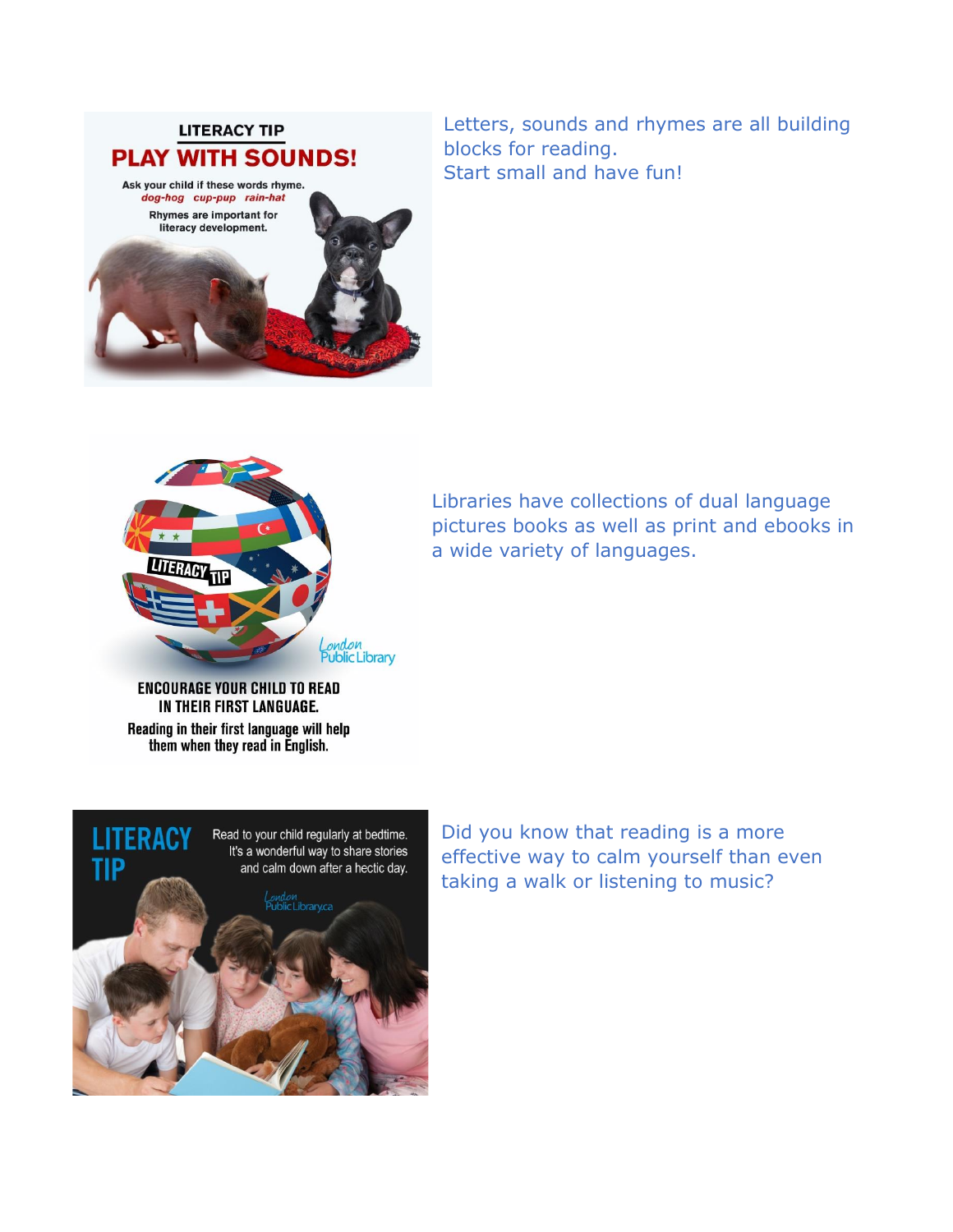LITERACY TIP

**PLAY WITH SOUNDS!**

Ask your child if these words rhyme.
*dog-hog cup-pup rain-hat*

Rhymes are important for literacy development.

Letters, sounds and rhymes are all building blocks for reading.
Start small and have fun!

LITERACY TIP

London Public Library

**ENCOURAGE YOUR CHILD TO READ IN THEIR FIRST LANGUAGE.**

Reading in their first language will help them when they read in English.

Libraries have collections of dual language pictures books as well as print and ebooks in a wide variety of languages.

LITERACY TIP

Read to your child regularly at bedtime. It's a wonderful way to share stories and calm down after a hectic day.

LondonPublicLibrary.ca

Did you know that reading is a more effective way to calm yourself than even taking a walk or listening to music?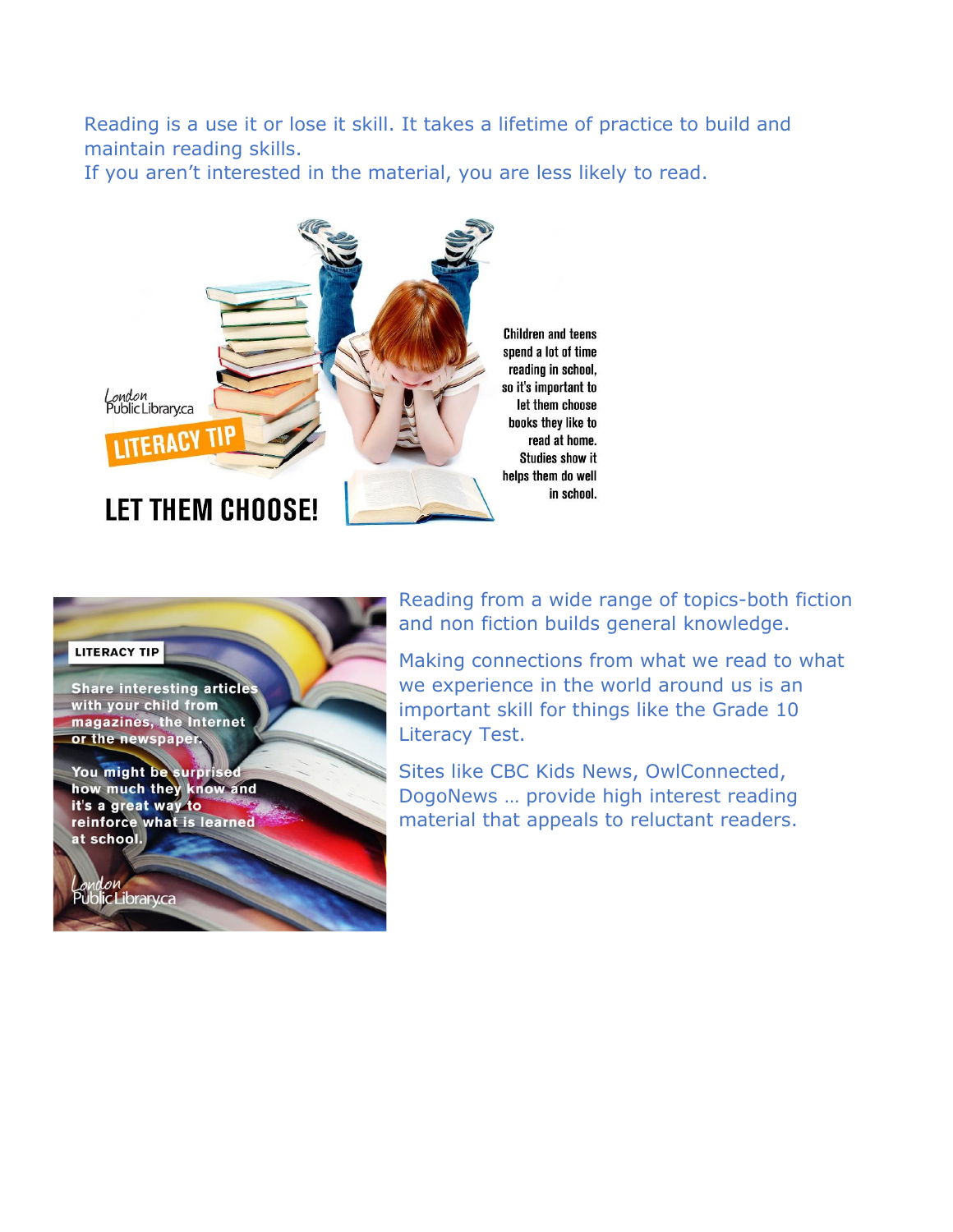Reading is a use it or lose it skill. It takes a lifetime of practice to build and maintain reading skills.
If you aren't interested in the material, you are less likely to read.

London Public Library.ca

LITERACY TIP

LET THEM CHOOSE!

Children and teens spend a lot of time reading in school, so it's important to let them choose books they like to read at home. Studies show it helps them do well in school.

LITERACY TIP

Share interesting articles with your child from magazines, the Internet or the newspaper.

You might be surprised how much they know and it's a great way to reinforce what is learned at school.

London Public Library.ca

Reading from a wide range of topics-both fiction and non fiction builds general knowledge.

Making connections from what we read to what we experience in the world around us is an important skill for things like the Grade 10 Literacy Test.

Sites like CBC Kids News, OwlConnected, DogoNews … provide high interest reading material that appeals to reluctant readers.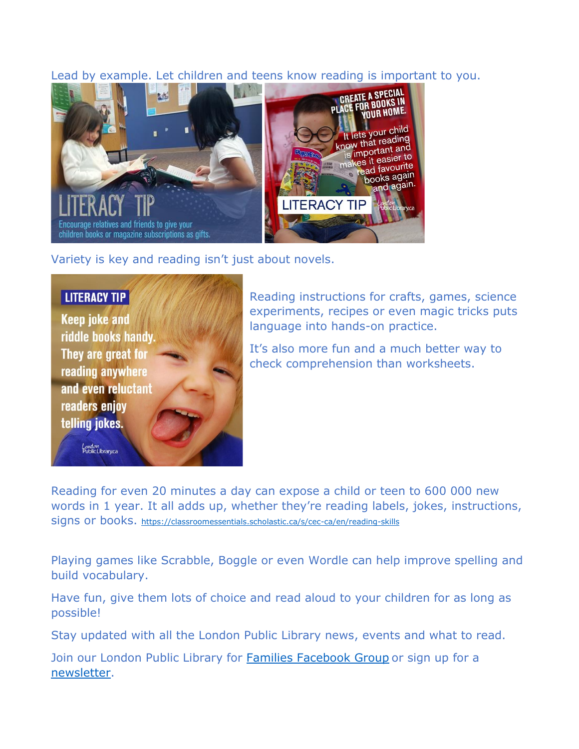Lead by example. Let children and teens know reading is important to you.

Variety is key and reading isn't just about novels.

Reading instructions for crafts, games, science experiments, recipes or even magic tricks puts language into hands-on practice.

It's also more fun and a much better way to check comprehension than worksheets.

Reading for even 20 minutes a day can expose a child or teen to 600 000 new words in 1 year. It all adds up, whether they're reading labels, jokes, instructions, signs or books. https://classroomessentials.scholastic.ca/s/cec-ca/en/reading-skills

Playing games like Scrabble, Boggle or even Wordle can help improve spelling and build vocabulary.

Have fun, give them lots of choice and read aloud to your children for as long as possible!

Stay updated with all the London Public Library news, events and what to read.

Join our London Public Library for Families Facebook Group or sign up for a newsletter.